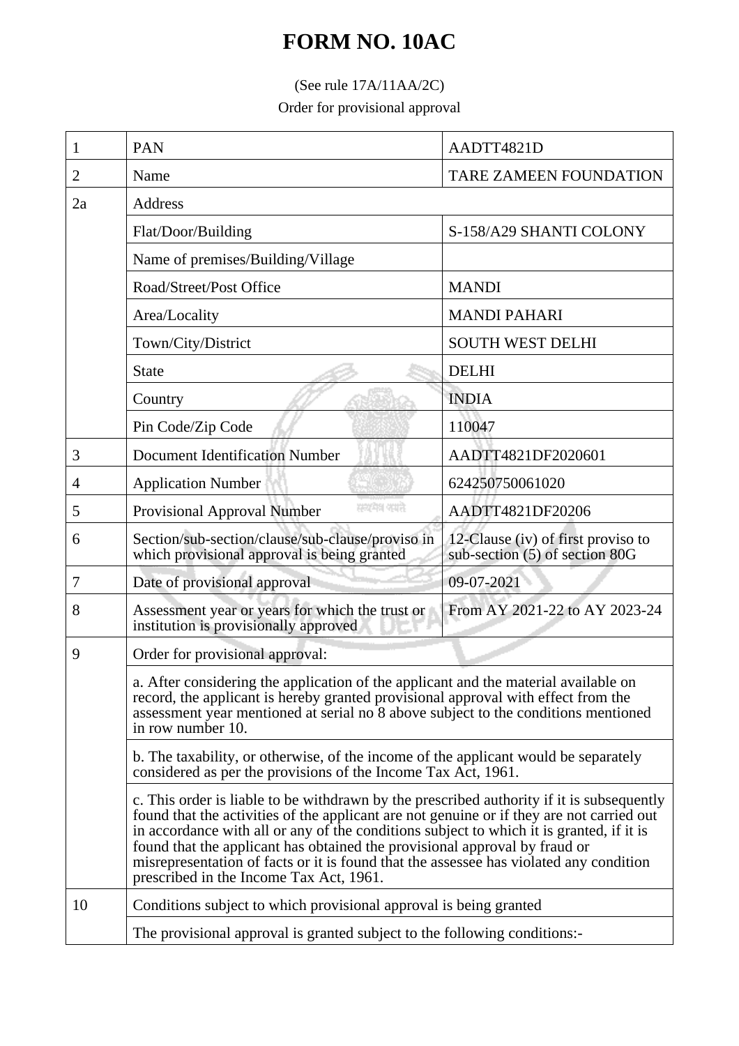# FORM NO. 10AC

(See rule 17A/11AA/2C)

Order for provisional approval

| | | |
|---|---|---|
| 1 | PAN | AADTT4821D |
| 2 | Name | TARE ZAMEEN FOUNDATION |
| 2a | Address | |
| | Flat/Door/Building | S-158/A29 SHANTI COLONY |
| | Name of premises/Building/Village | |
| | Road/Street/Post Office | MANDI |
| | Area/Locality | MANDI PAHARI |
| | Town/City/District | SOUTH WEST DELHI |
| | State | DELHI |
| | Country | INDIA |
| | Pin Code/Zip Code | 110047 |
| 3 | Document Identification Number | AADTT4821DF2020601 |
| 4 | Application Number | 624250750061020 |
| 5 | Provisional Approval Number | AADTT4821DF20206 |
| 6 | Section/sub-section/clause/sub-clause/proviso in which provisional approval is being granted | 12-Clause (iv) of first proviso to sub-section (5) of section 80G |
| 7 | Date of provisional approval | 09-07-2021 |
| 8 | Assessment year or years for which the trust or institution is provisionally approved | From AY 2021-22 to AY 2023-24 |
| 9 | Order for provisional approval: | |
| | a. After considering the application of the applicant and the material available on record, the applicant is hereby granted provisional approval with effect from the assessment year mentioned at serial no 8 above subject to the conditions mentioned in row number 10. | |
| | b. The taxability, or otherwise, of the income of the applicant would be separately considered as per the provisions of the Income Tax Act, 1961. | |
| | c. This order is liable to be withdrawn by the prescribed authority if it is subsequently found that the activities of the applicant are not genuine or if they are not carried out in accordance with all or any of the conditions subject to which it is granted, if it is found that the applicant has obtained the provisional approval by fraud or misrepresentation of facts or it is found that the assessee has violated any condition prescribed in the Income Tax Act, 1961. | |
| 10 | Conditions subject to which provisional approval is being granted | |
| | The provisional approval is granted subject to the following conditions:- | |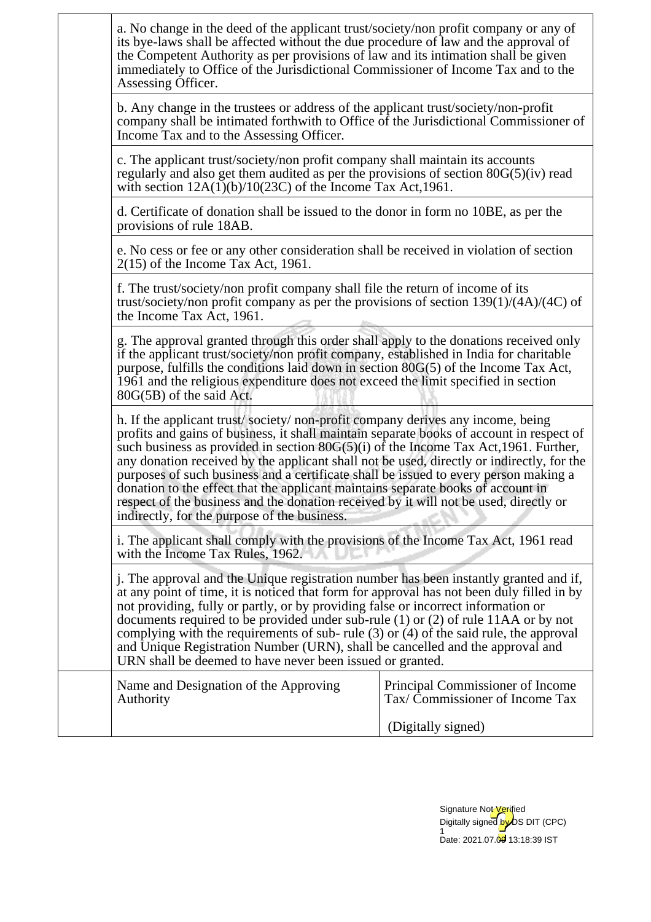| | | |
|---|---|---|
| | a. No change in the deed of the applicant trust/society/non profit company or any of its bye-laws shall be affected without the due procedure of law and the approval of the Competent Authority as per provisions of law and its intimation shall be given immediately to Office of the Jurisdictional Commissioner of Income Tax and to the Assessing Officer. | |
| | b. Any change in the trustees or address of the applicant trust/society/non-profit company shall be intimated forthwith to Office of the Jurisdictional Commissioner of Income Tax and to the Assessing Officer. | |
| | c. The applicant trust/society/non profit company shall maintain its accounts regularly and also get them audited as per the provisions of section 80G(5)(iv) read with section 12A(1)(b)/10(23C) of the Income Tax Act,1961. | |
| | d. Certificate of donation shall be issued to the donor in form no 10BE, as per the provisions of rule 18AB. | |
| | e. No cess or fee or any other consideration shall be received in violation of section 2(15) of the Income Tax Act, 1961. | |
| | f. The trust/society/non profit company shall file the return of income of its trust/society/non profit company as per the provisions of section 139(1)/(4A)/(4C) of the Income Tax Act, 1961. | |
| | g. The approval granted through this order shall apply to the donations received only if the applicant trust/society/non profit company, established in India for charitable purpose, fulfills the conditions laid down in section 80G(5) of the Income Tax Act, 1961 and the religious expenditure does not exceed the limit specified in section 80G(5B) of the said Act. | |
| | h. If the applicant trust/ society/ non-profit company derives any income, being profits and gains of business, it shall maintain separate books of account in respect of such business as provided in section 80G(5)(i) of the Income Tax Act,1961. Further, any donation received by the applicant shall not be used, directly or indirectly, for the purposes of such business and a certificate shall be issued to every person making a donation to the effect that the applicant maintains separate books of account in respect of the business and the donation received by it will not be used, directly or indirectly, for the purpose of the business. | |
| | i. The applicant shall comply with the provisions of the Income Tax Act, 1961 read with the Income Tax Rules, 1962. | |
| | j. The approval and the Unique registration number has been instantly granted and if, at any point of time, it is noticed that form for approval has not been duly filled in by not providing, fully or partly, or by providing false or incorrect information or documents required to be provided under sub-rule (1) or (2) of rule 11AA or by not complying with the requirements of sub- rule (3) or (4) of the said rule, the approval and Unique Registration Number (URN), shall be cancelled and the approval and URN shall be deemed to have never been issued or granted. | |
| | Name and Designation of the Approving Authority | Principal Commissioner of Income Tax/ Commissioner of Income Tax<br><br>(Digitally signed) |

Signature Not Verified
Digitally signed by DS DIT (CPC) 1
Date: 2021.07.09 13:18:39 IST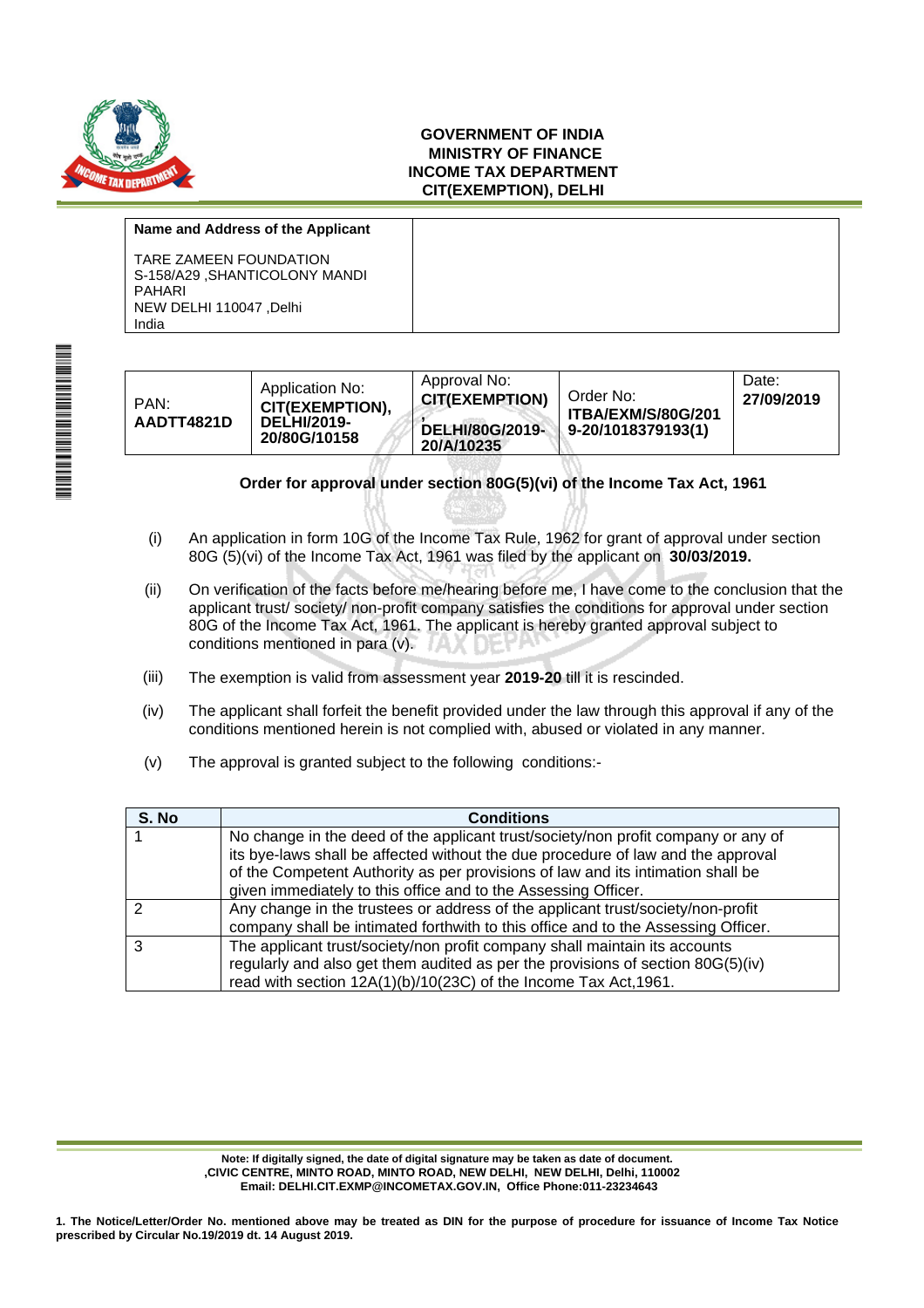**GOVERNMENT OF INDIA**
**MINISTRY OF FINANCE**
**INCOME TAX DEPARTMENT**
**CIT(EXEMPTION), DELHI**

| **Name and Address of the Applicant** | |
|---|---|
| TARE ZAMEEN FOUNDATION<br>S-158/A29 ,SHANTICOLONY MANDI PAHARI<br>NEW DELHI 110047 ,Delhi<br>India | |

| PAN: **AADTT4821D** | Application No: **CIT(EXEMPTION), DELHI/2019-20/80G/10158** | Approval No: **CIT(EXEMPTION), DELHI/80G/2019-20/A/10235** | Order No: **ITBA/EXM/S/80G/2019-20/1018379193(1)** | Date: **27/09/2019** |
|---|---|---|---|---|

**Order for approval under section 80G(5)(vi) of the Income Tax Act, 1961**

(i) An application in form 10G of the Income Tax Rule, 1962 for grant of approval under section 80G (5)(vi) of the Income Tax Act, 1961 was filed by the applicant on **30/03/2019.**

(ii) On verification of the facts before me/hearing before me, I have come to the conclusion that the applicant trust/ society/ non-profit company satisfies the conditions for approval under section 80G of the Income Tax Act, 1961. The applicant is hereby granted approval subject to conditions mentioned in para (v).

(iii) The exemption is valid from assessment year **2019-20** till it is rescinded.

(iv) The applicant shall forfeit the benefit provided under the law through this approval if any of the conditions mentioned herein is not complied with, abused or violated in any manner.

(v) The approval is granted subject to the following conditions:-

| S. No | Conditions |
|---|---|
| 1 | No change in the deed of the applicant trust/society/non profit company or any of its bye-laws shall be affected without the due procedure of law and the approval of the Competent Authority as per provisions of law and its intimation shall be given immediately to this office and to the Assessing Officer. |
| 2 | Any change in the trustees or address of the applicant trust/society/non-profit company shall be intimated forthwith to this office and to the Assessing Officer. |
| 3 | The applicant trust/society/non profit company shall maintain its accounts regularly and also get them audited as per the provisions of section 80G(5)(iv) read with section 12A(1)(b)/10(23C) of the Income Tax Act,1961. |

**Note: If digitally signed, the date of digital signature may be taken as date of document.**
**,CIVIC CENTRE, MINTO ROAD, MINTO ROAD, NEW DELHI, NEW DELHI, Delhi, 110002**
**Email: DELHI.CIT.EXMP@INCOMETAX.GOV.IN, Office Phone:011-23234643**

**1. The Notice/Letter/Order No. mentioned above may be treated as DIN for the purpose of procedure for issuance of Income Tax Notice prescribed by Circular No.19/2019 dt. 14 August 2019.**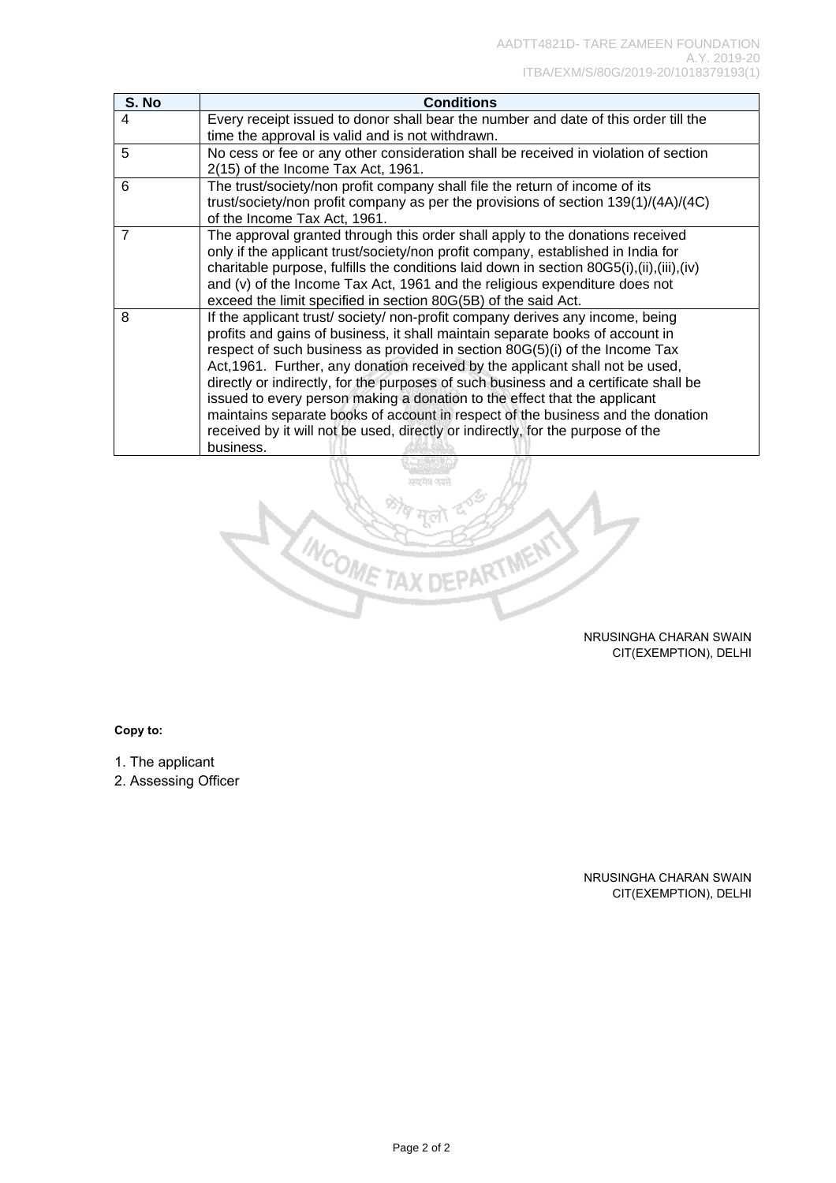| S. No | Conditions |
|---|---|
| 4 | Every receipt issued to donor shall bear the number and date of this order till the time the approval is valid and is not withdrawn. |
| 5 | No cess or fee or any other consideration shall be received in violation of section 2(15) of the Income Tax Act, 1961. |
| 6 | The trust/society/non profit company shall file the return of income of its trust/society/non profit company as per the provisions of section 139(1)/(4A)/(4C) of the Income Tax Act, 1961. |
| 7 | The approval granted through this order shall apply to the donations received only if the applicant trust/society/non profit company, established in India for charitable purpose, fulfills the conditions laid down in section 80G5(i),(ii),(iii),(iv) and (v) of the Income Tax Act, 1961 and the religious expenditure does not exceed the limit specified in section 80G(5B) of the said Act. |
| 8 | If the applicant trust/ society/ non-profit company derives any income, being profits and gains of business, it shall maintain separate books of account in respect of such business as provided in section 80G(5)(i) of the Income Tax Act,1961. Further, any donation received by the applicant shall not be used, directly or indirectly, for the purposes of such business and a certificate shall be issued to every person making a donation to the effect that the applicant maintains separate books of account in respect of the business and the donation received by it will not be used, directly or indirectly, for the purpose of the business. |

NRUSINGHA CHARAN SWAIN
CIT(EXEMPTION), DELHI

**Copy to:**

1. The applicant
2. Assessing Officer

NRUSINGHA CHARAN SWAIN
CIT(EXEMPTION), DELHI